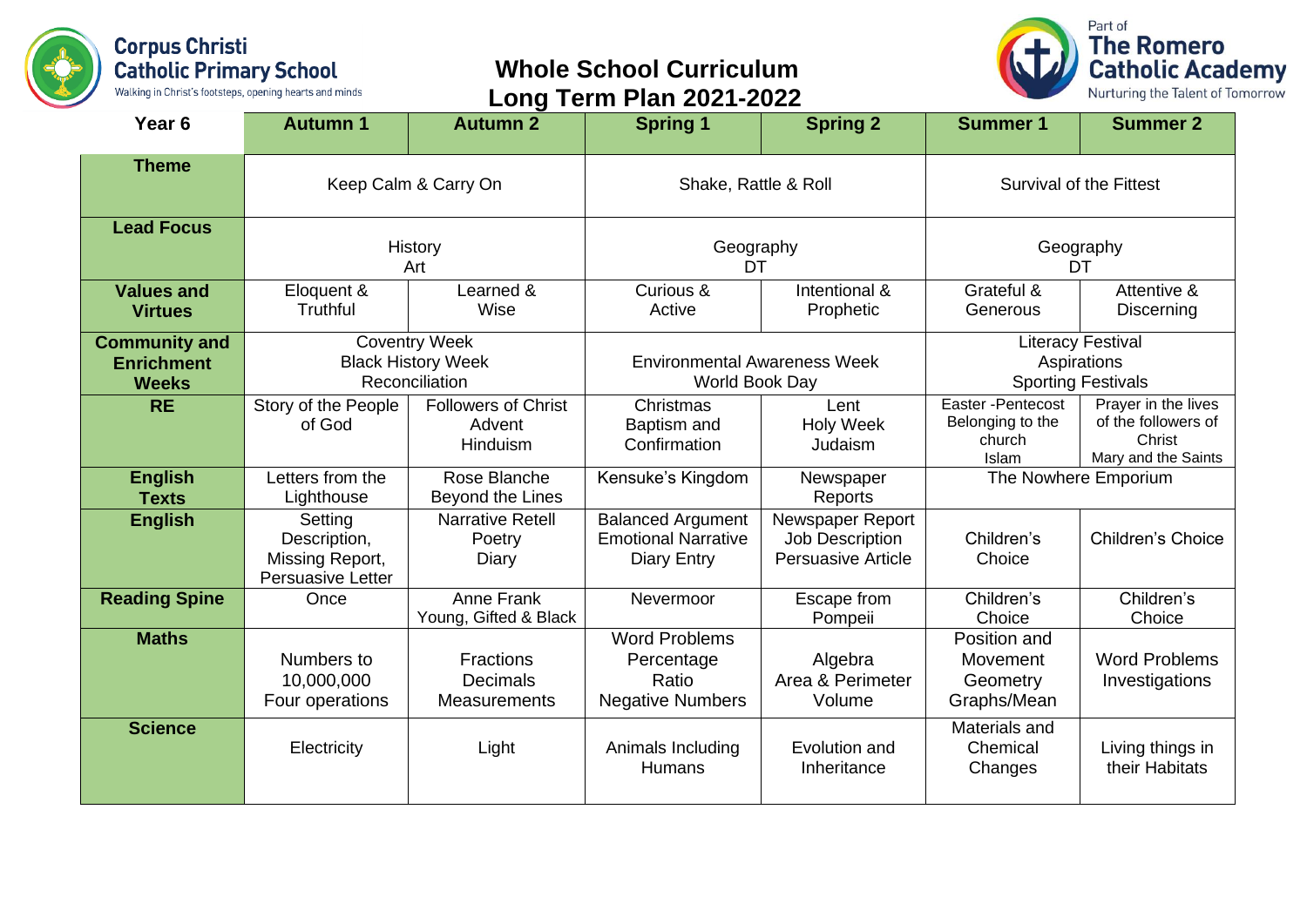Corpus Christi Catholic Primary School
Walking in Christ's footsteps, opening hearts and minds

# Whole School Curriculum Long Term Plan 2021-2022

Part of The Romero Catholic Academy
Nurturing the Talent of Tomorrow

| Year 6 | Autumn 1 | Autumn 2 | Spring 1 | Spring 2 | Summer 1 | Summer 2 |
|---|---|---|---|---|---|---|
| **Theme** | Keep Calm & Carry On | | Shake, Rattle & Roll | | Survival of the Fittest | |
| **Lead Focus** | History<br>Art | | Geography<br>DT | | Geography<br>DT | |
| **Values and Virtues** | Eloquent & Truthful | Learned & Wise | Curious & Active | Intentional & Prophetic | Grateful & Generous | Attentive & Discerning |
| **Community and Enrichment Weeks** | Coventry Week<br>Black History Week<br>Reconciliation | | Environmental Awareness Week<br>World Book Day | | Literacy Festival<br>Aspirations<br>Sporting Festivals | |
| **RE** | Story of the People of God | Followers of Christ<br>Advent<br>Hinduism | Christmas<br>Baptism and Confirmation | Lent<br>Holy Week<br>Judaism | Easter -Pentecost<br>Belonging to the church<br>Islam | Prayer in the lives of the followers of Christ<br>Mary and the Saints |
| **English Texts** | Letters from the Lighthouse | Rose Blanche<br>Beyond the Lines | Kensuke's Kingdom | Newspaper Reports | The Nowhere Emporium | |
| **English** | Setting Description,<br>Missing Report,<br>Persuasive Letter | Narrative Retell<br>Poetry<br>Diary | Balanced Argument<br>Emotional Narrative<br>Diary Entry | Newspaper Report<br>Job Description<br>Persuasive Article | Children's Choice | Children's Choice |
| **Reading Spine** | Once | Anne Frank<br>Young, Gifted & Black | Nevermoor | Escape from Pompeii | Children's Choice | Children's Choice |
| **Maths** | Numbers to 10,000,000<br>Four operations | Fractions<br>Decimals<br>Measurements | Word Problems<br>Percentage<br>Ratio<br>Negative Numbers | Algebra<br>Area & Perimeter<br>Volume | Position and Movement<br>Geometry<br>Graphs/Mean | Word Problems<br>Investigations |
| **Science** | Electricity | Light | Animals Including Humans | Evolution and Inheritance | Materials and Chemical Changes | Living things in their Habitats |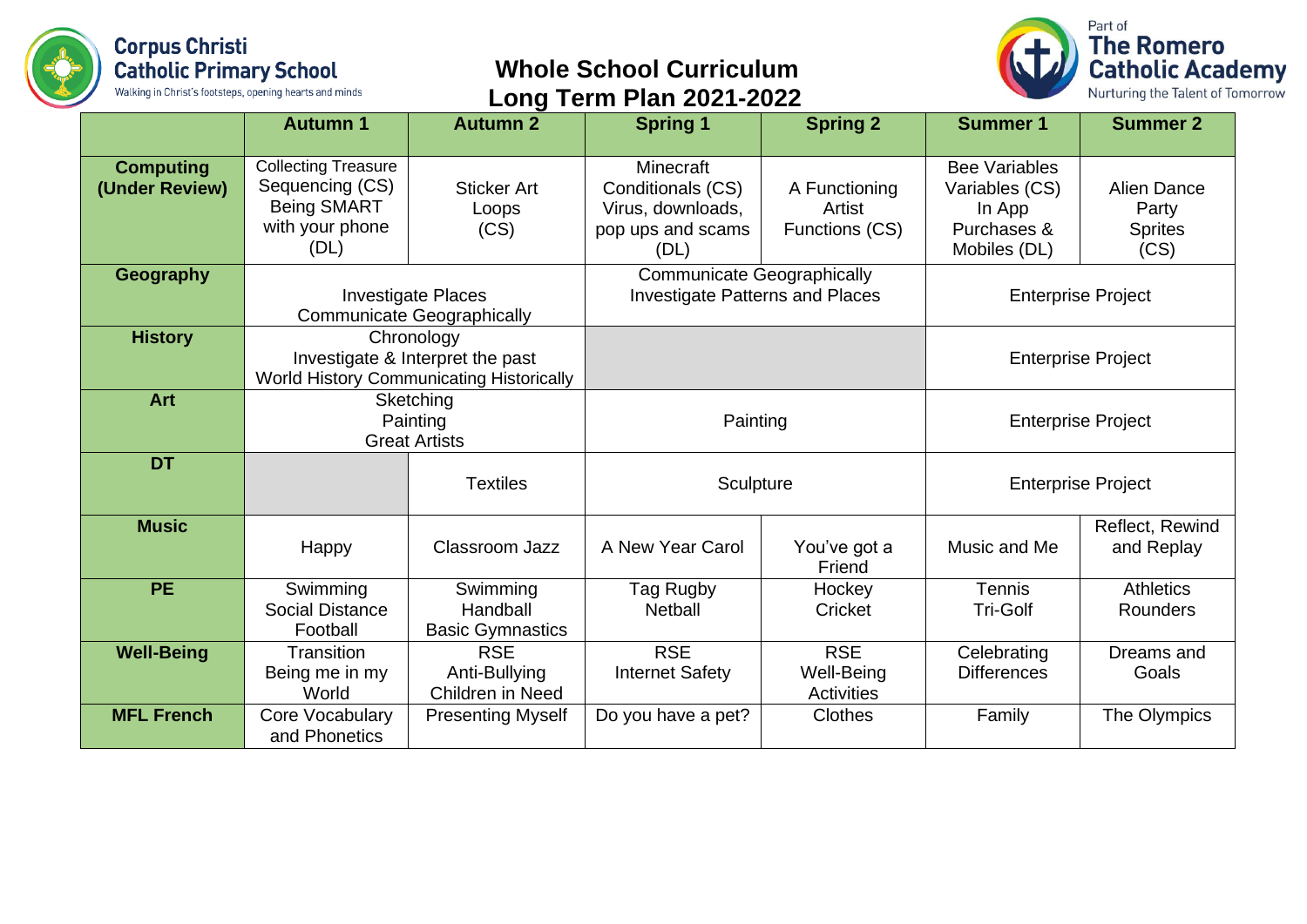Corpus Christi Catholic Primary School
Walking in Christ's footsteps, opening hearts and minds

# Whole School Curriculum Long Term Plan 2021-2022

Part of The Romero Catholic Academy
Nurturing the Talent of Tomorrow

| | Autumn 1 | Autumn 2 | Spring 1 | Spring 2 | Summer 1 | Summer 2 |
|---|---|---|---|---|---|---|
| **Computing (Under Review)** | Collecting Treasure Sequencing (CS) Being SMART with your phone (DL) | Sticker Art Loops (CS) | Minecraft Conditionals (CS) Virus, downloads, pop ups and scams (DL) | A Functioning Artist Functions (CS) | Bee Variables Variables (CS) In App Purchases & Mobiles (DL) | Alien Dance Party Sprites (CS) |
| **Geography** | Investigate Places Communicate Geographically | | Communicate Geographically Investigate Patterns and Places | | Enterprise Project | |
| **History** | Chronology Investigate & Interpret the past World History Communicating Historically | | | | Enterprise Project | |
| **Art** | Sketching Painting Great Artists | | Painting | | Enterprise Project | |
| **DT** | | Textiles | Sculpture | | Enterprise Project | |
| **Music** | Happy | Classroom Jazz | A New Year Carol | You've got a Friend | Music and Me | Reflect, Rewind and Replay |
| **PE** | Swimming Social Distance Football | Swimming Handball Basic Gymnastics | Tag Rugby Netball | Hockey Cricket | Tennis Tri-Golf | Athletics Rounders |
| **Well-Being** | Transition Being me in my World | RSE Anti-Bullying Children in Need | RSE Internet Safety | RSE Well-Being Activities | Celebrating Differences | Dreams and Goals |
| **MFL French** | Core Vocabulary and Phonetics | Presenting Myself | Do you have a pet? | Clothes | Family | The Olympics |